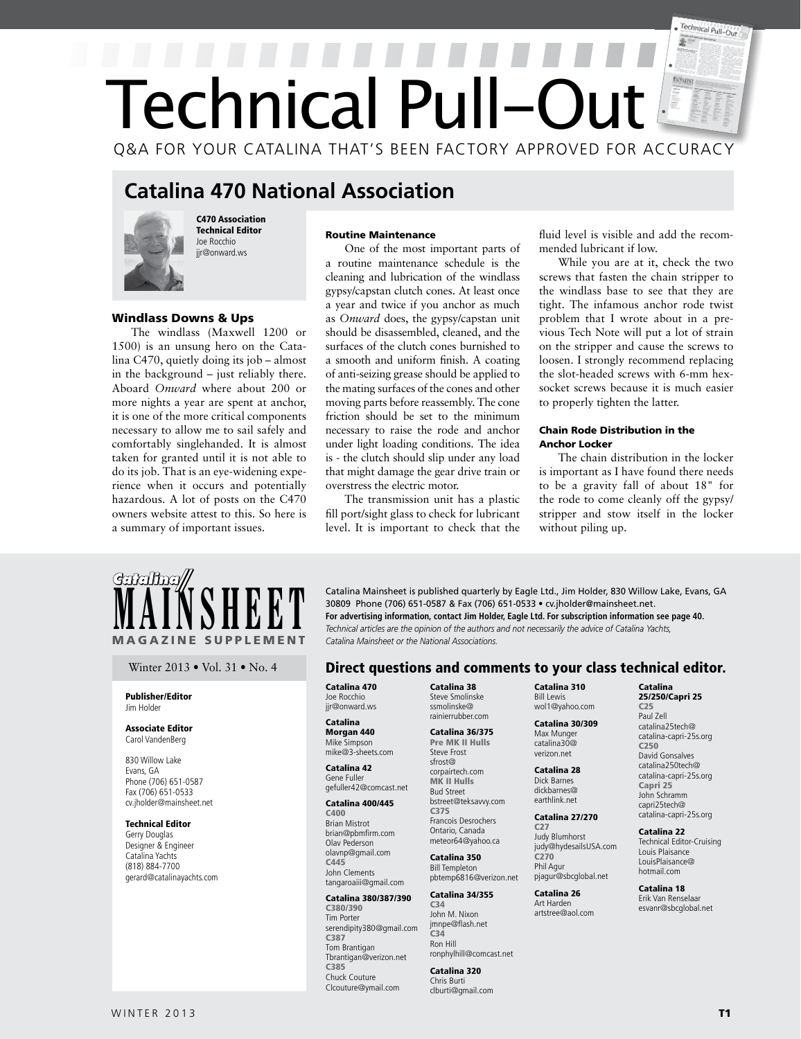# Technical Pull–Out

Q&A FOR YOUR CATALINA THAT'S BEEN FACTORY APPROVED FOR ACCURACY

## Catalina 470 National Association

**C470 Association Technical Editor**
Joe Rocchio
jjr@onward.ws

### Windlass Downs & Ups

The windlass (Maxwell 1200 or 1500) is an unsung hero on the Catalina C470, quietly doing its job – almost in the background – just reliably there. Aboard *Onward* where about 200 or more nights a year are spent at anchor, it is one of the more critical components necessary to allow me to sail safely and comfortably singlehanded. It is almost taken for granted until it is not able to do its job. That is an eye-widening experience when it occurs and potentially hazardous. A lot of posts on the C470 owners website attest to this. So here is a summary of important issues.

#### Routine Maintenance

One of the most important parts of a routine maintenance schedule is the cleaning and lubrication of the windlass gypsy/capstan clutch cones. At least once a year and twice if you anchor as much as *Onward* does, the gypsy/capstan unit should be disassembled, cleaned, and the surfaces of the clutch cones burnished to a smooth and uniform finish. A coating of anti-seizing grease should be applied to the mating surfaces of the cones and other moving parts before reassembly. The cone friction should be set to the minimum necessary to raise the rode and anchor under light loading conditions. The idea is - the clutch should slip under any load that might damage the gear drive train or overstress the electric motor.

The transmission unit has a plastic fill port/sight glass to check for lubricant level. It is important to check that the fluid level is visible and add the recommended lubricant if low.

While you are at it, check the two screws that fasten the chain stripper to the windlass base to see that they are tight. The infamous anchor rode twist problem that I wrote about in a previous Tech Note will put a lot of strain on the stripper and cause the screws to loosen. I strongly recommend replacing the slot-headed screws with 6-mm hex-socket screws because it is much easier to properly tighten the latter.

#### Chain Rode Distribution in the Anchor Locker

The chain distribution in the locker is important as I have found there needs to be a gravity fall of about 18" for the rode to come cleanly off the gypsy/stripper and stow itself in the locker without piling up.

---

**Catalina MAINSHEET MAGAZINE SUPPLEMENT**

Winter 2013 • Vol. 31 • No. 4

**Publisher/Editor**
Jim Holder

**Associate Editor**
Carol VandenBerg

830 Willow Lake
Evans, GA
Phone (706) 651-0587
Fax (706) 651-0533
cv.jholder@mainsheet.net

**Technical Editor**
Gerry Douglas
Designer & Engineer
Catalina Yachts
(818) 884-7700
gerard@catalinayachts.com

Catalina Mainsheet is published quarterly by Eagle Ltd., Jim Holder, 830 Willow Lake, Evans, GA 30809 Phone (706) 651-0587 & Fax (706) 651-0533 • cv.jholder@mainsheet.net.
**For advertising information, contact Jim Holder, Eagle Ltd. For subscription information see page 40.**
*Technical articles are the opinion of the authors and not necessarily the advice of Catalina Yachts, Catalina Mainsheet or the National Associations.*

### Direct questions and comments to your class technical editor.

**Catalina 470**
Joe Rocchio
jjr@onward.ws

**Catalina Morgan 440**
Mike Simpson
mike@3-sheets.com

**Catalina 42**
Gene Fuller
gefuller42@comcast.net

**Catalina 400/445**
C400
Brian Mistrot
brian@pbmfirm.com
Olav Pederson
olavnp@gmail.com
C445
John Clements
tangaroaiii@gmail.com

**Catalina 380/387/390**
C380/390
Tim Porter
serendipity380@gmail.com
C387
Tom Brantigan
Tbrantigan@verizon.net
C385
Chuck Couture
Clcouture@ymail.com

**Catalina 38**
Steve Smolinske
ssmolinske@rainierrubber.com

**Catalina 36/375**
Pre MK II Hulls
Steve Frost
sfrost@corpairtech.com
MK II Hulls
Bud Street
bstreet@teksavvy.com
C375
Francois Desrochers
Ontario, Canada
meteor64@yahoo.ca

**Catalina 350**
Bill Templeton
pbtemp6816@verizon.net

**Catalina 34/355**
C34
John M. Nixon
jmnpe@flash.net
C34
Ron Hill
ronphylhill@comcast.net

**Catalina 320**
Chris Burti
clburti@gmail.com

**Catalina 310**
Bill Lewis
wol1@yahoo.com

**Catalina 30/309**
Max Munger
catalina30@verizon.net

**Catalina 28**
Dick Barnes
dickbarnes@earthlink.net

**Catalina 27/270**
C27
Judy Blumhorst
judy@hydesailsUSA.com
C270
Phil Agur
pjagur@sbcglobal.net

**Catalina 26**
Art Harden
artstree@aol.com

**Catalina 25/250/Capri 25**
C25
Paul Zell
catalina25tech@catalina-capri-25s.org
C250
David Gonsalves
catalina250tech@catalina-capri-25s.org
Capri 25
John Schramm
capri25tech@catalina-capri-25s.org

**Catalina 22**
Technical Editor-Cruising
Louis Plaisance
LouisPlaisance@hotmail.com

**Catalina 18**
Erik Van Renselaar
esvanr@sbcglobal.net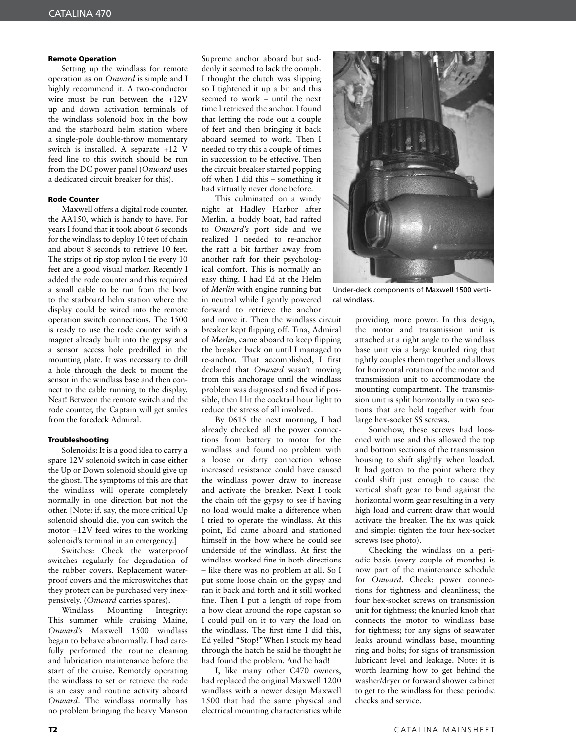### Remote Operation

Setting up the windlass for remote operation as on *Onward* is simple and I highly recommend it. A two-conductor wire must be run between the +12V up and down activation terminals of the windlass solenoid box in the bow and the starboard helm station where a single-pole double-throw momentary switch is installed. A separate +12 V feed line to this switch should be run from the DC power panel (*Onward* uses a dedicated circuit breaker for this).

### Rode Counter

Maxwell offers a digital rode counter, the AA150, which is handy to have. For years I found that it took about 6 seconds for the windlass to deploy 10 feet of chain and about 8 seconds to retrieve 10 feet. The strips of rip stop nylon I tie every 10 feet are a good visual marker. Recently I added the rode counter and this required a small cable to be run from the bow to the starboard helm station where the display could be wired into the remote operation switch connections. The 1500 is ready to use the rode counter with a magnet already built into the gypsy and a sensor access hole predrilled in the mounting plate. It was necessary to drill a hole through the deck to mount the sensor in the windlass base and then connect to the cable running to the display. Neat! Between the remote switch and the rode counter, the Captain will get smiles from the foredeck Admiral.

### Troubleshooting

Solenoids: It is a good idea to carry a spare 12V solenoid switch in case either the Up or Down solenoid should give up the ghost. The symptoms of this are that the windlass will operate completely normally in one direction but not the other. [Note: if, say, the more critical Up solenoid should die, you can switch the motor +12V feed wires to the working solenoid's terminal in an emergency.]

Switches: Check the waterproof switches regularly for degradation of the rubber covers. Replacement waterproof covers and the microswitches that they protect can be purchased very inexpensively. (*Onward* carries spares).

Windlass Mounting Integrity: This summer while cruising Maine, *Onward's* Maxwell 1500 windlass began to behave abnormally. I had carefully performed the routine cleaning and lubrication maintenance before the start of the cruise. Remotely operating the windlass to set or retrieve the rode is an easy and routine activity aboard *Onward*. The windlass normally has no problem bringing the heavy Manson Supreme anchor aboard but suddenly it seemed to lack the oomph. I thought the clutch was slipping so I tightened it up a bit and this seemed to work – until the next time I retrieved the anchor. I found that letting the rode out a couple of feet and then bringing it back aboard seemed to work. Then I needed to try this a couple of times in succession to be effective. Then the circuit breaker started popping off when I did this – something it had virtually never done before.

This culminated on a windy night at Hadley Harbor after Merlin, a buddy boat, had rafted to *Onward's* port side and we realized I needed to re-anchor the raft a bit farther away from another raft for their psychological comfort. This is normally an easy thing. I had Ed at the Helm of *Merlin* with engine running but in neutral while I gently powered forward to retrieve the anchor and move it. Then the windlass circuit breaker kept flipping off. Tina, Admiral of *Merlin*, came aboard to keep flipping the breaker back on until I managed to re-anchor. That accomplished, I first declared that *Onward* wasn't moving from this anchorage until the windlass problem was diagnosed and fixed if possible, then I lit the cocktail hour light to reduce the stress of all involved.

By 0615 the next morning, I had already checked all the power connections from battery to motor for the windlass and found no problem with a loose or dirty connection whose increased resistance could have caused the windlass power draw to increase and activate the breaker. Next I took the chain off the gypsy to see if having no load would make a difference when I tried to operate the windlass. At this point, Ed came aboard and stationed himself in the bow where he could see underside of the windlass. At first the windlass worked fine in both directions – like there was no problem at all. So I put some loose chain on the gypsy and ran it back and forth and it still worked fine. Then I put a length of rope from a bow cleat around the rope capstan so I could pull on it to vary the load on the windlass. The first time I did this, Ed yelled "Stop!" When I stuck my head through the hatch he said he thought he had found the problem. And he had!

I, like many other C470 owners, had replaced the original Maxwell 1200 windlass with a newer design Maxwell 1500 that had the same physical and electrical mounting characteristics while providing more power. In this design, the motor and transmission unit is attached at a right angle to the windlass base unit via a large knurled ring that tightly couples them together and allows for horizontal rotation of the motor and transmission unit to accommodate the mounting compartment. The transmission unit is split horizontally in two sections that are held together with four large hex-socket SS screws.

Under-deck components of Maxwell 1500 vertical windlass.

Somehow, these screws had loosened with use and this allowed the top and bottom sections of the transmission housing to shift slightly when loaded. It had gotten to the point where they could shift just enough to cause the vertical shaft gear to bind against the horizontal worm gear resulting in a very high load and current draw that would activate the breaker. The fix was quick and simple: tighten the four hex-socket screws (see photo).

Checking the windlass on a periodic basis (every couple of months) is now part of the maintenance schedule for *Onward*. Check: power connections for tightness and cleanliness; the four hex-socket screws on transmission unit for tightness; the knurled knob that connects the motor to windlass base for tightness; for any signs of seawater leaks around windlass base, mounting ring and bolts; for signs of transmission lubricant level and leakage. Note: it is worth learning how to get behind the washer/dryer or forward shower cabinet to get to the windlass for these periodic checks and service.